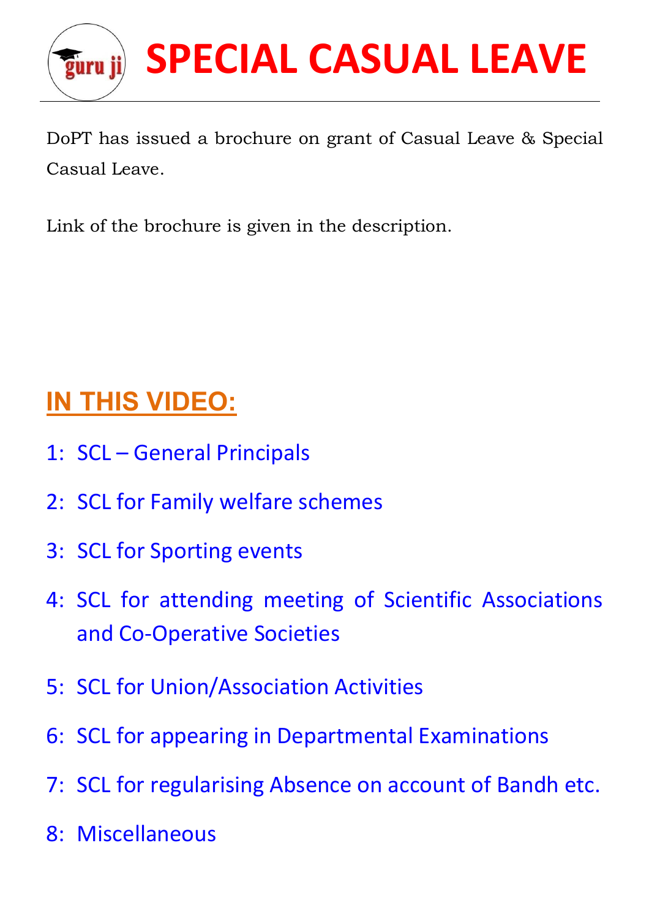# SPECIAL CASUAL LEAVE

DoPT has issued a brochure on grant of Casual Leave & Special Casual Leave.

Link of the brochure is given in the description.

## IN THIS VIDEO:

1: SCL – General Principals

2: SCL for Family welfare schemes

3: SCL for Sporting events

4: SCL for attending meeting of Scientific Associations and Co-Operative Societies

5: SCL for Union/Association Activities

6: SCL for appearing in Departmental Examinations

7: SCL for regularising Absence on account of Bandh etc.

8: Miscellaneous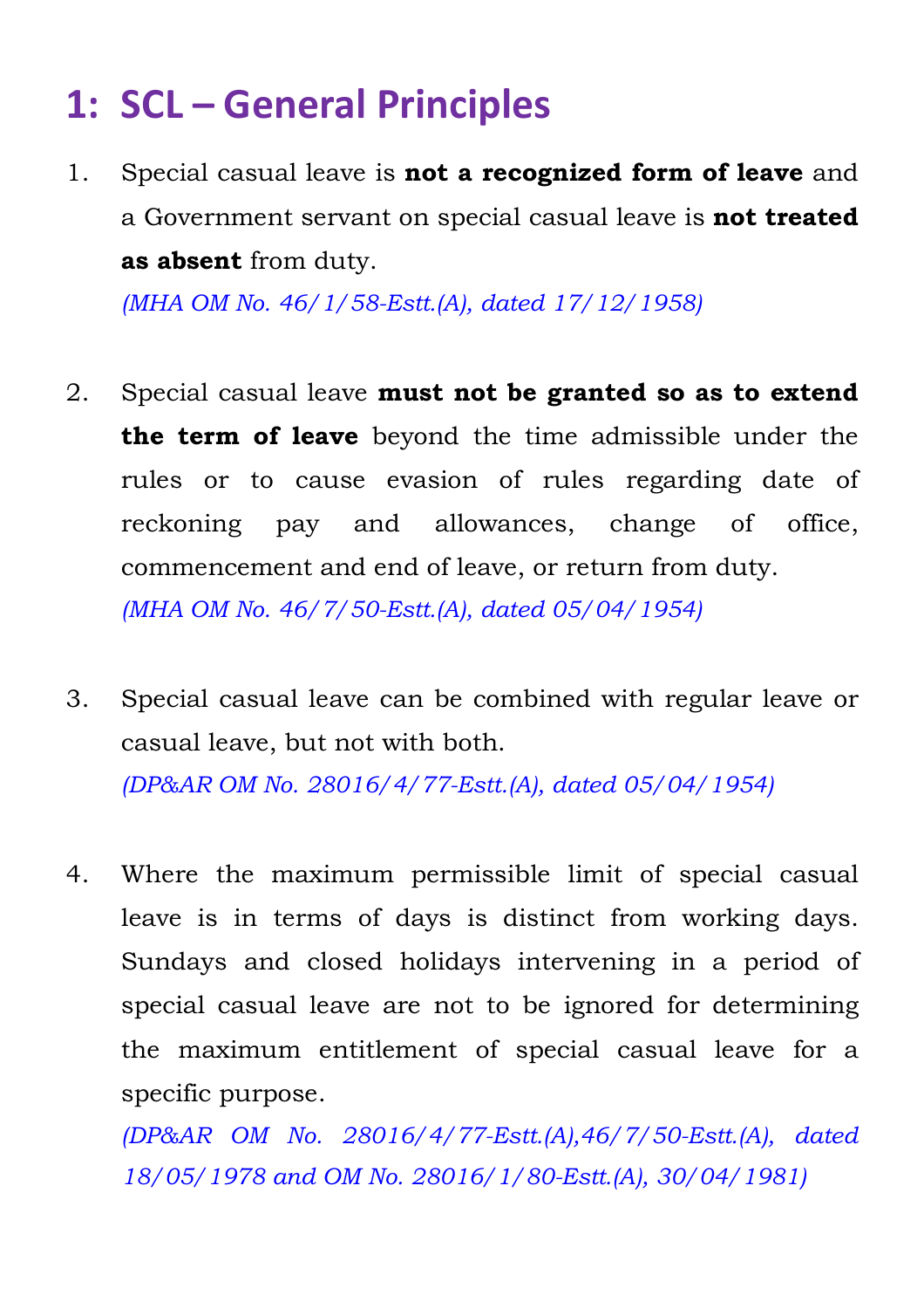# 1: SCL – General Principles

1. Special casual leave is **not a recognized form of leave** and a Government servant on special casual leave is **not treated as absent** from duty.
   *(MHA OM No. 46/1/58-Estt.(A), dated 17/12/1958)*

2. Special casual leave **must not be granted so as to extend the term of leave** beyond the time admissible under the rules or to cause evasion of rules regarding date of reckoning pay and allowances, change of office, commencement and end of leave, or return from duty.
   *(MHA OM No. 46/7/50-Estt.(A), dated 05/04/1954)*

3. Special casual leave can be combined with regular leave or casual leave, but not with both.
   *(DP&AR OM No. 28016/4/77-Estt.(A), dated 05/04/1954)*

4. Where the maximum permissible limit of special casual leave is in terms of days is distinct from working days. Sundays and closed holidays intervening in a period of special casual leave are not to be ignored for determining the maximum entitlement of special casual leave for a specific purpose.
   *(DP&AR OM No. 28016/4/77-Estt.(A),46/7/50-Estt.(A), dated 18/05/1978 and OM No. 28016/1/80-Estt.(A), 30/04/1981)*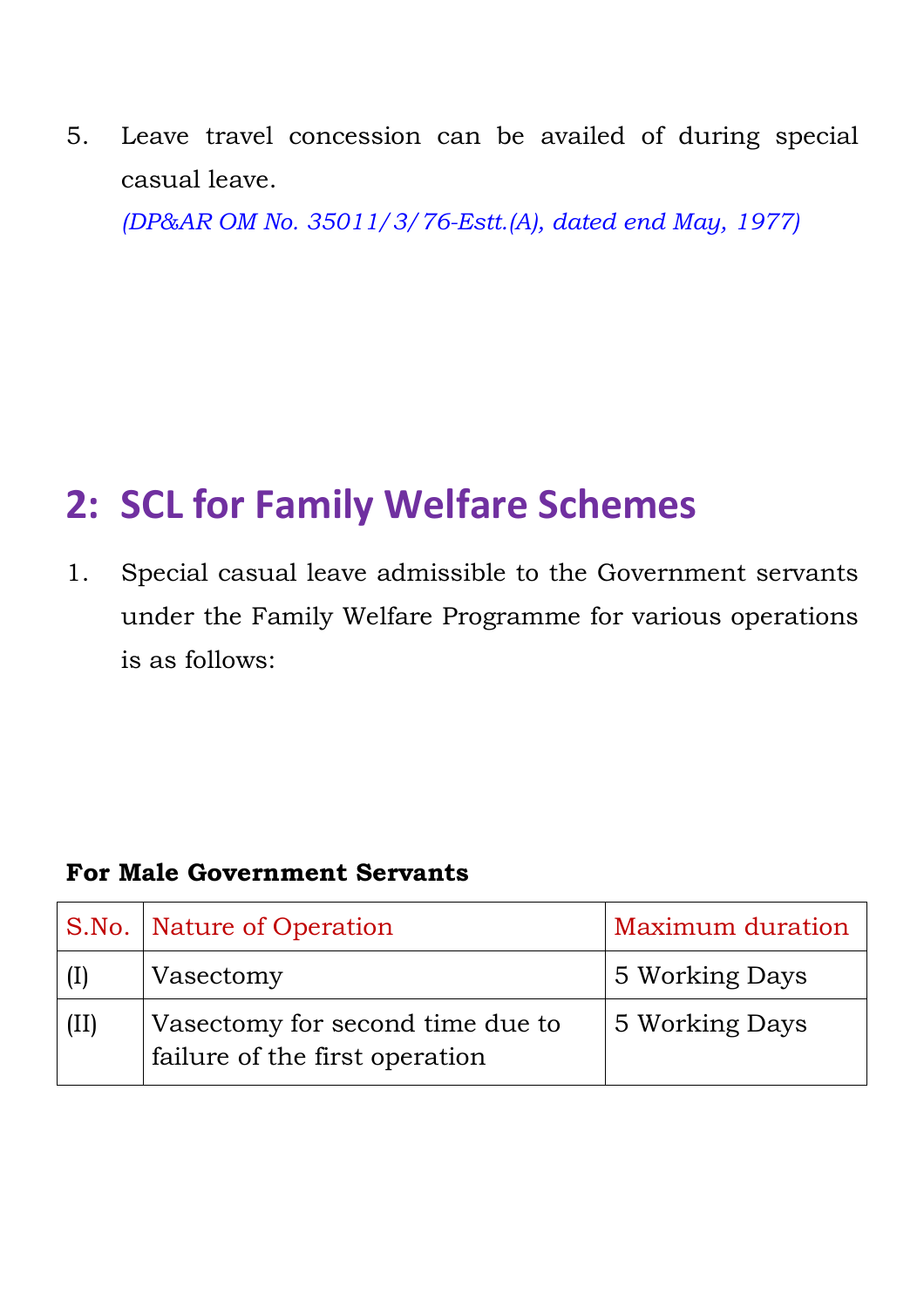5. Leave travel concession can be availed of during special casual leave.

*(DP&AR OM No. 35011/3/76-Estt.(A), dated end May, 1977)*

## 2: SCL for Family Welfare Schemes

1. Special casual leave admissible to the Government servants under the Family Welfare Programme for various operations is as follows:

**For Male Government Servants**

| S.No. | Nature of Operation | Maximum duration |
|---|---|---|
| (I) | Vasectomy | 5 Working Days |
| (II) | Vasectomy for second time due to failure of the first operation | 5 Working Days |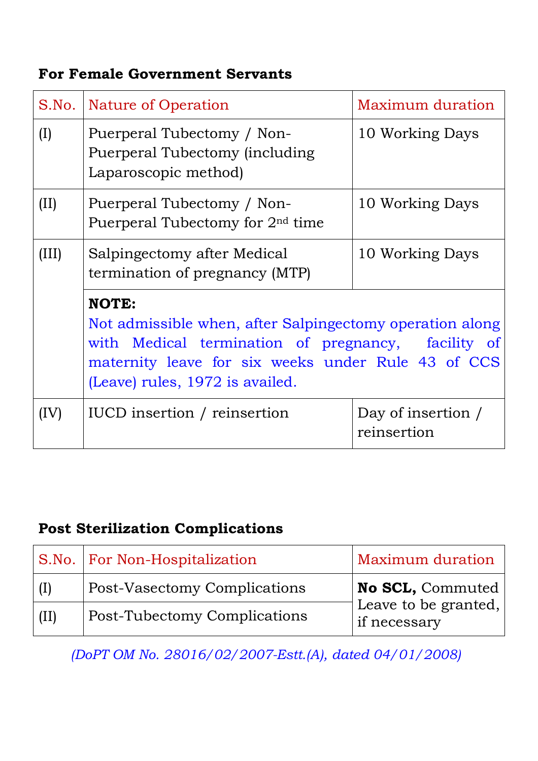**For Female Government Servants**

| S.No. | Nature of Operation | Maximum duration |
|---|---|---|
| (I) | Puerperal Tubectomy / Non-Puerperal Tubectomy (including Laparoscopic method) | 10 Working Days |
| (II) | Puerperal Tubectomy / Non-Puerperal Tubectomy for 2nd time | 10 Working Days |
| (III) | Salpingectomy after Medical termination of pregnancy (MTP) | 10 Working Days |
| | **NOTE:** Not admissible when, after Salpingectomy operation along with Medical termination of pregnancy, facility of maternity leave for six weeks under Rule 43 of CCS (Leave) rules, 1972 is availed. | |
| (IV) | IUCD insertion / reinsertion | Day of insertion / reinsertion |

**Post Sterilization Complications**

| S.No. | For Non-Hospitalization | Maximum duration |
|---|---|---|
| (I) | Post-Vasectomy Complications | **No SCL,** Commuted Leave to be granted, if necessary |
| (II) | Post-Tubectomy Complications | |

*(DoPT OM No. 28016/02/2007-Estt.(A), dated 04/01/2008)*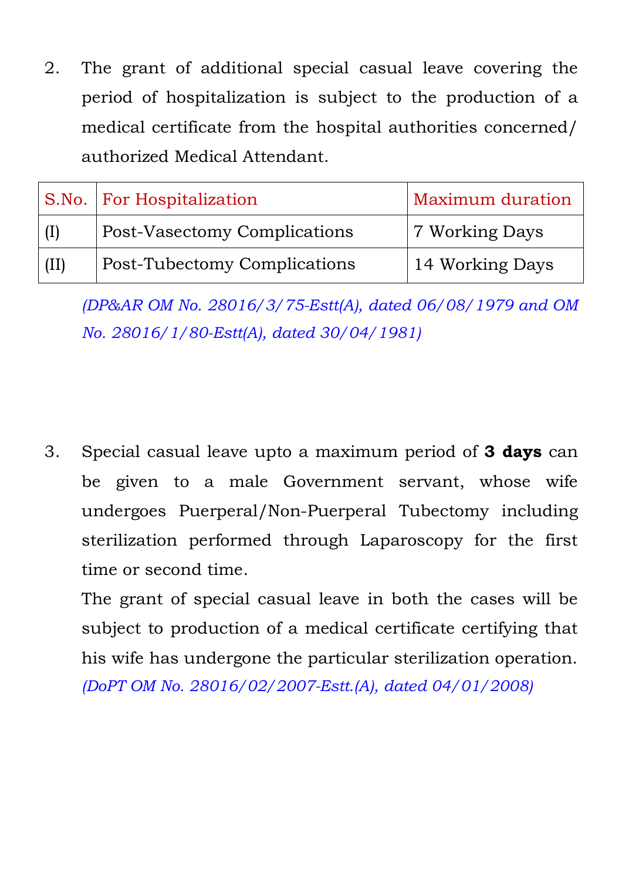2. The grant of additional special casual leave covering the period of hospitalization is subject to the production of a medical certificate from the hospital authorities concerned/ authorized Medical Attendant.

| S.No. | For Hospitalization | Maximum duration |
|---|---|---|
| (I) | Post-Vasectomy Complications | 7 Working Days |
| (II) | Post-Tubectomy Complications | 14 Working Days |

*(DP&AR OM No. 28016/3/75-Estt(A), dated 06/08/1979 and OM No. 28016/1/80-Estt(A), dated 30/04/1981)*

3. Special casual leave upto a maximum period of **3 days** can be given to a male Government servant, whose wife undergoes Puerperal/Non-Puerperal Tubectomy including sterilization performed through Laparoscopy for the first time or second time.

   The grant of special casual leave in both the cases will be subject to production of a medical certificate certifying that his wife has undergone the particular sterilization operation.
   *(DoPT OM No. 28016/02/2007-Estt.(A), dated 04/01/2008)*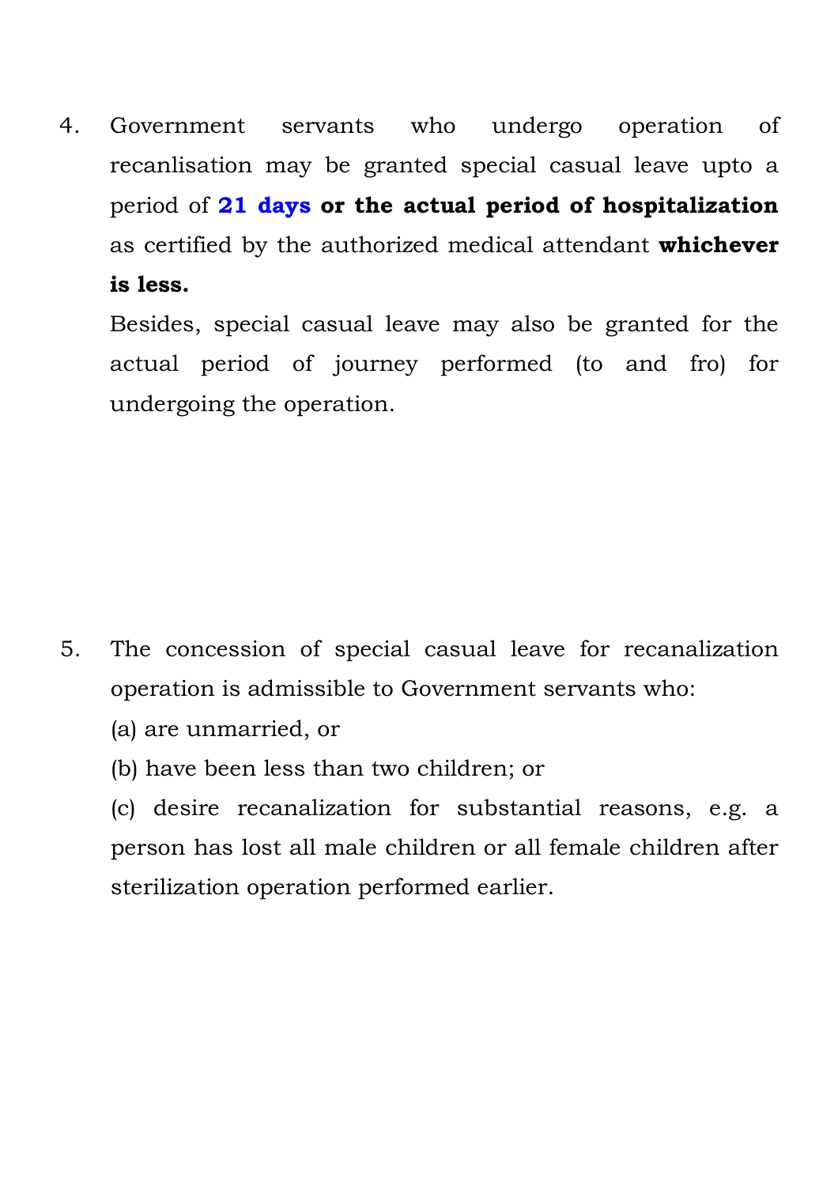4. Government servants who undergo operation of recanlisation may be granted special casual leave upto a period of **21 days** **or the actual period of hospitalization** as certified by the authorized medical attendant **whichever is less.**

   Besides, special casual leave may also be granted for the actual period of journey performed (to and fro) for undergoing the operation.

5. The concession of special casual leave for recanalization operation is admissible to Government servants who:

   (a) are unmarried, or

   (b) have been less than two children; or

   (c) desire recanalization for substantial reasons, e.g. a person has lost all male children or all female children after sterilization operation performed earlier.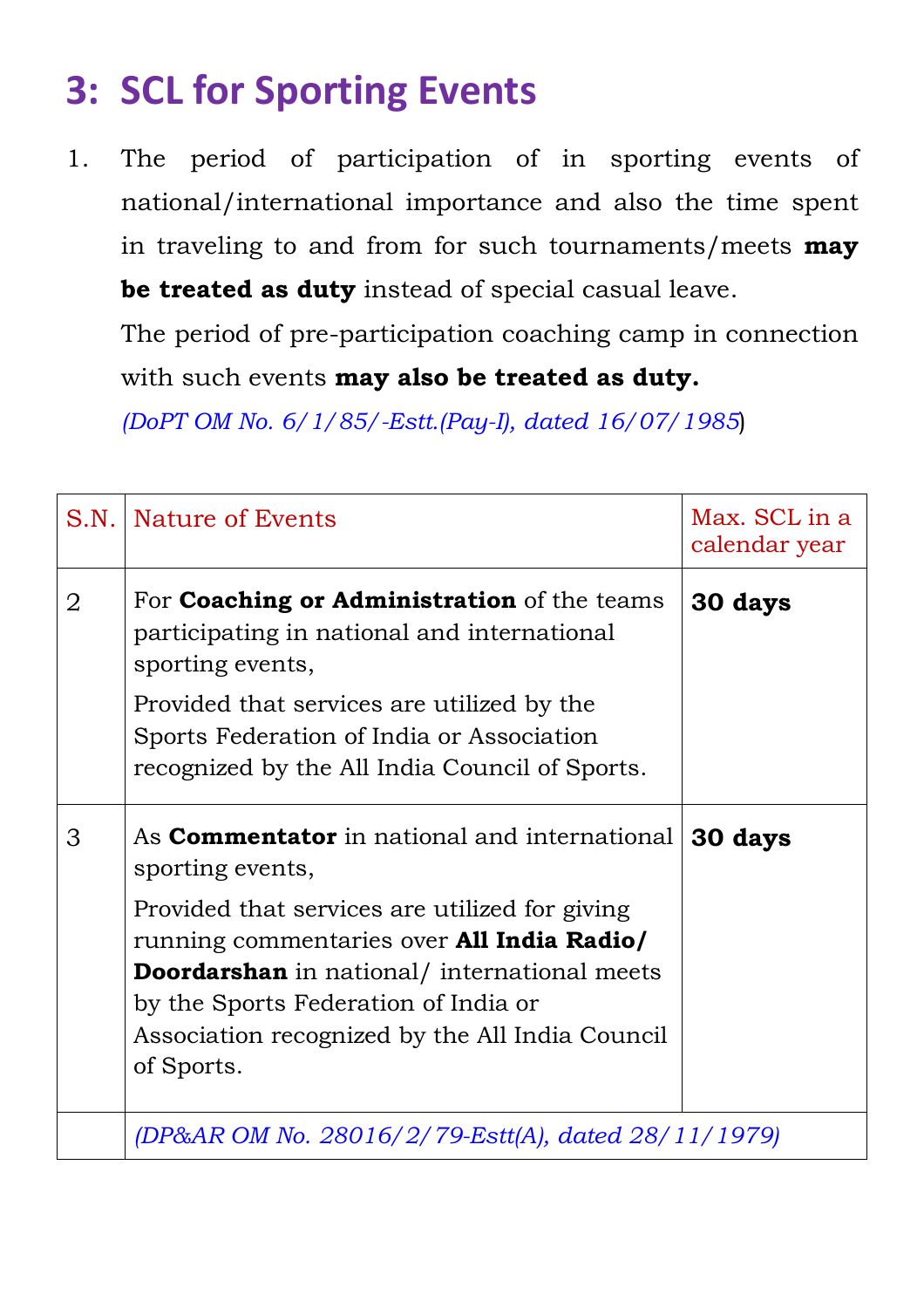## 3: SCL for Sporting Events

1. The period of participation of in sporting events of national/international importance and also the time spent in traveling to and from for such tournaments/meets **may be treated as duty** instead of special casual leave.

   The period of pre-participation coaching camp in connection with such events **may also be treated as duty.**

   *(DoPT OM No. 6/1/85/-Estt.(Pay-I), dated 16/07/1985*)

| S.N. | Nature of Events | Max. SCL in a calendar year |
|---|---|---|
| 2 | For **Coaching or Administration** of the teams participating in national and international sporting events, Provided that services are utilized by the Sports Federation of India or Association recognized by the All India Council of Sports. | **30 days** |
| 3 | As **Commentator** in national and international sporting events, Provided that services are utilized for giving running commentaries over **All India Radio/ Doordarshan** in national/ international meets by the Sports Federation of India or Association recognized by the All India Council of Sports. | **30 days** |
| | *(DP&AR OM No. 28016/2/79-Estt(A), dated 28/11/1979)* | |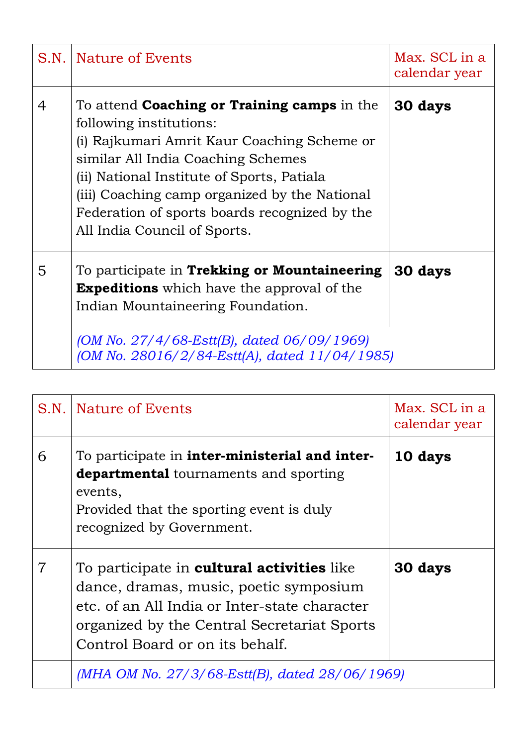| S.N. | Nature of Events | Max. SCL in a calendar year |
|---|---|---|
| 4 | To attend **Coaching or Training camps** in the following institutions:<br>(i) Rajkumari Amrit Kaur Coaching Scheme or similar All India Coaching Schemes<br>(ii) National Institute of Sports, Patiala<br>(iii) Coaching camp organized by the National Federation of sports boards recognized by the All India Council of Sports. | **30 days** |
| 5 | To participate in **Trekking or Mountaineering Expeditions** which have the approval of the Indian Mountaineering Foundation. | **30 days** |
| | *(OM No. 27/4/68-Estt(B), dated 06/09/1969)*<br>*(OM No. 28016/2/84-Estt(A), dated 11/04/1985)* | |

| S.N. | Nature of Events | Max. SCL in a calendar year |
|---|---|---|
| 6 | To participate in **inter-ministerial and inter-departmental** tournaments and sporting events,<br>Provided that the sporting event is duly recognized by Government. | **10 days** |
| 7 | To participate in **cultural activities** like dance, dramas, music, poetic symposium etc. of an All India or Inter-state character organized by the Central Secretariat Sports Control Board or on its behalf. | **30 days** |
| | *(MHA OM No. 27/3/68-Estt(B), dated 28/06/1969)* | |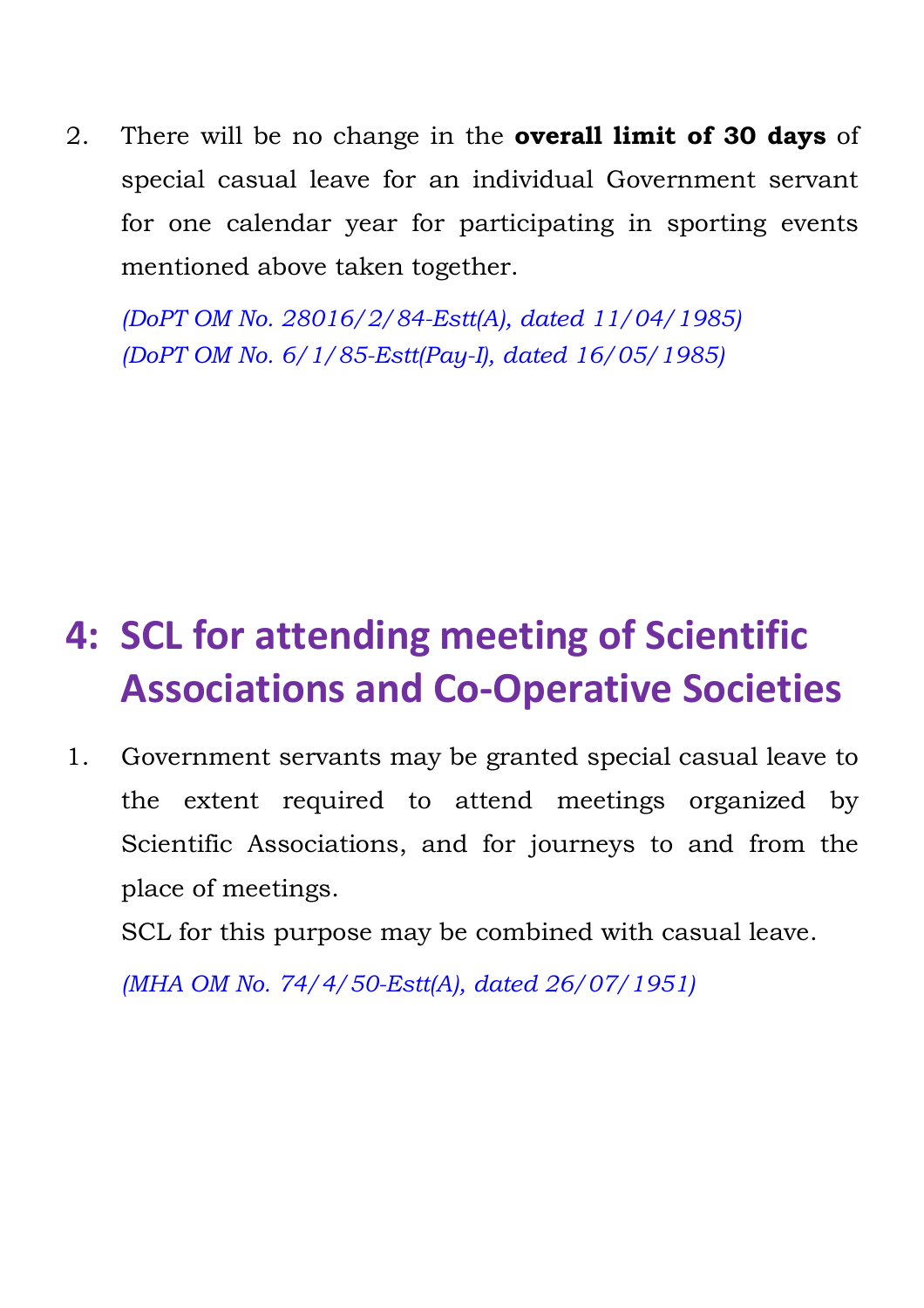2. There will be no change in the **overall limit of 30 days** of special casual leave for an individual Government servant for one calendar year for participating in sporting events mentioned above taken together.

   *(DoPT OM No. 28016/2/84-Estt(A), dated 11/04/1985)*
   *(DoPT OM No. 6/1/85-Estt(Pay-I), dated 16/05/1985)*

## 4: SCL for attending meeting of Scientific Associations and Co-Operative Societies

1. Government servants may be granted special casual leave to the extent required to attend meetings organized by Scientific Associations, and for journeys to and from the place of meetings.

   SCL for this purpose may be combined with casual leave.

   *(MHA OM No. 74/4/50-Estt(A), dated 26/07/1951)*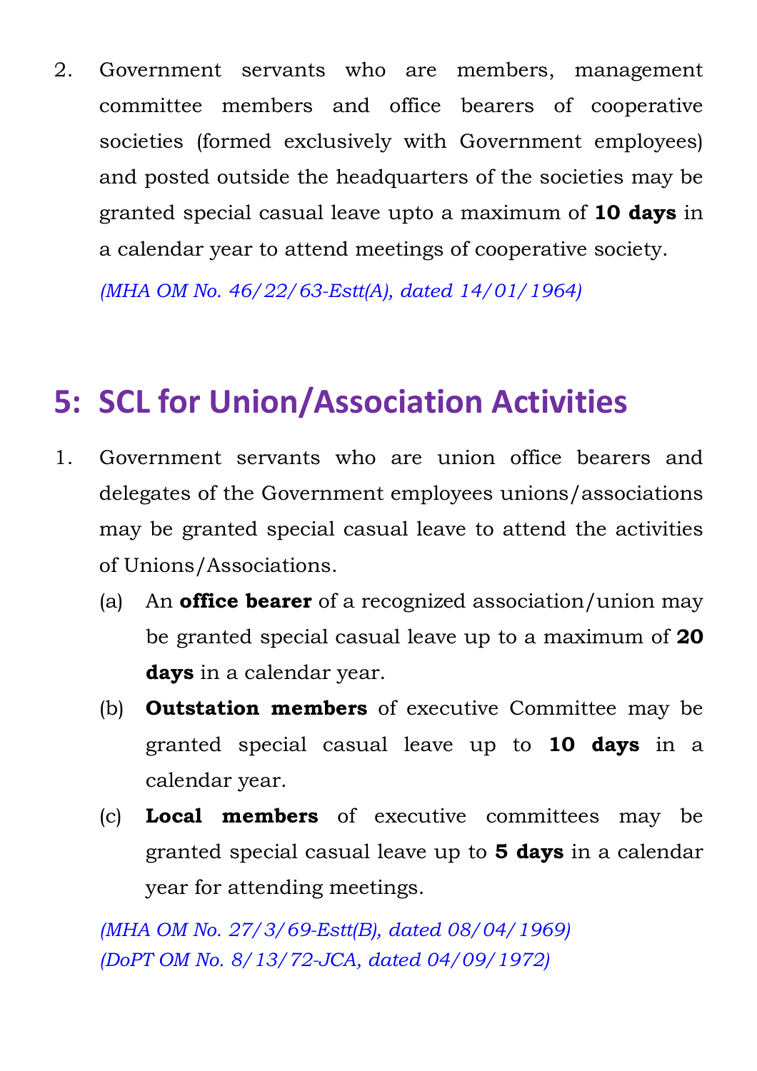2. Government servants who are members, management committee members and office bearers of cooperative societies (formed exclusively with Government employees) and posted outside the headquarters of the societies may be granted special casual leave upto a maximum of **10 days** in a calendar year to attend meetings of cooperative society.

   *(MHA OM No. 46/22/63-Estt(A), dated 14/01/1964)*

## 5: SCL for Union/Association Activities

1. Government servants who are union office bearers and delegates of the Government employees unions/associations may be granted special casual leave to attend the activities of Unions/Associations.

   (a) An **office bearer** of a recognized association/union may be granted special casual leave up to a maximum of **20 days** in a calendar year.

   (b) **Outstation members** of executive Committee may be granted special casual leave up to **10 days** in a calendar year.

   (c) **Local members** of executive committees may be granted special casual leave up to **5 days** in a calendar year for attending meetings.

   *(MHA OM No. 27/3/69-Estt(B), dated 08/04/1969)*
   *(DoPT OM No. 8/13/72-JCA, dated 04/09/1972)*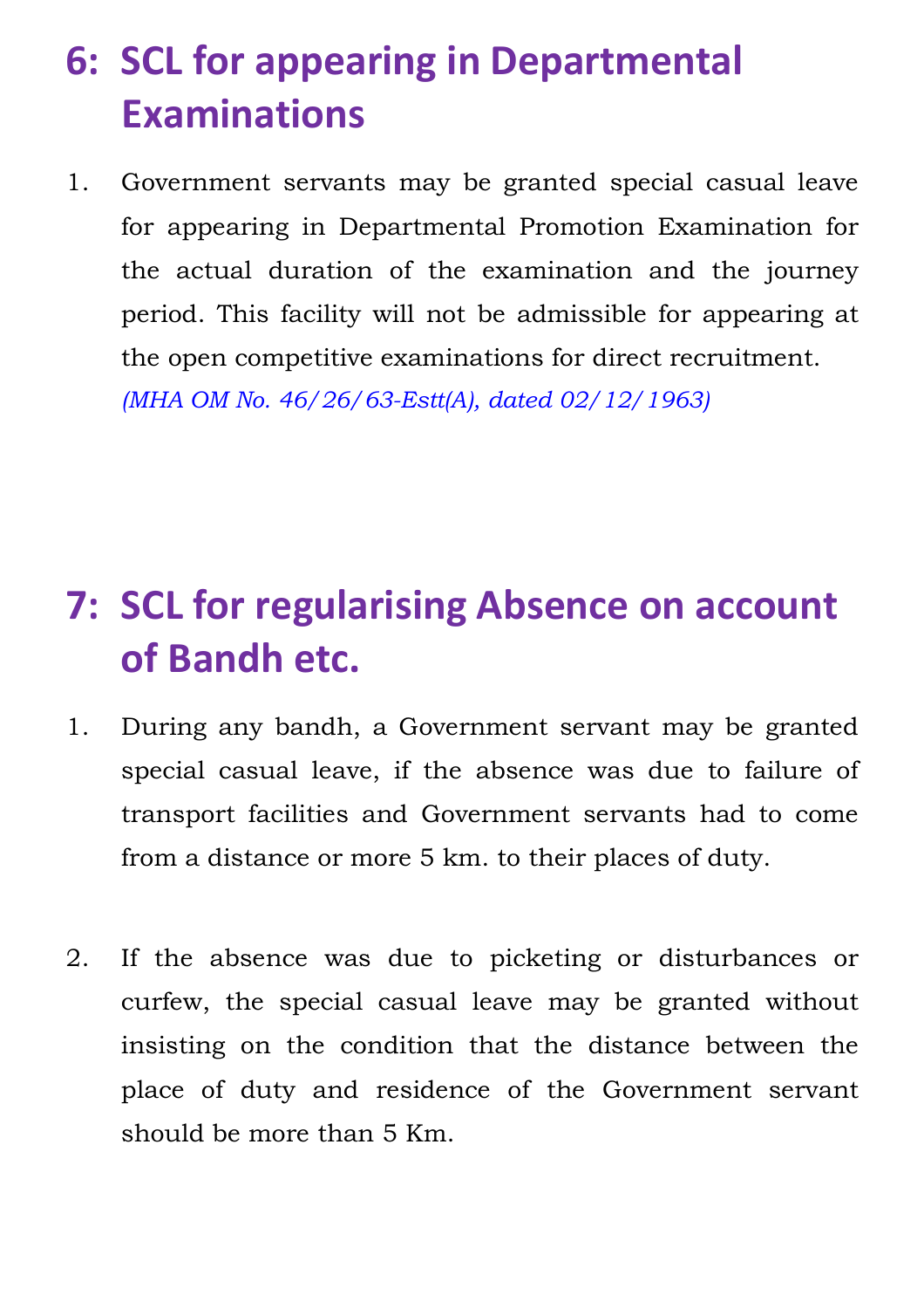## 6: SCL for appearing in Departmental Examinations

1. Government servants may be granted special casual leave for appearing in Departmental Promotion Examination for the actual duration of the examination and the journey period. This facility will not be admissible for appearing at the open competitive examinations for direct recruitment.
*(MHA OM No. 46/26/63-Estt(A), dated 02/12/1963)*

## 7: SCL for regularising Absence on account of Bandh etc.

1. During any bandh, a Government servant may be granted special casual leave, if the absence was due to failure of transport facilities and Government servants had to come from a distance or more 5 km. to their places of duty.

2. If the absence was due to picketing or disturbances or curfew, the special casual leave may be granted without insisting on the condition that the distance between the place of duty and residence of the Government servant should be more than 5 Km.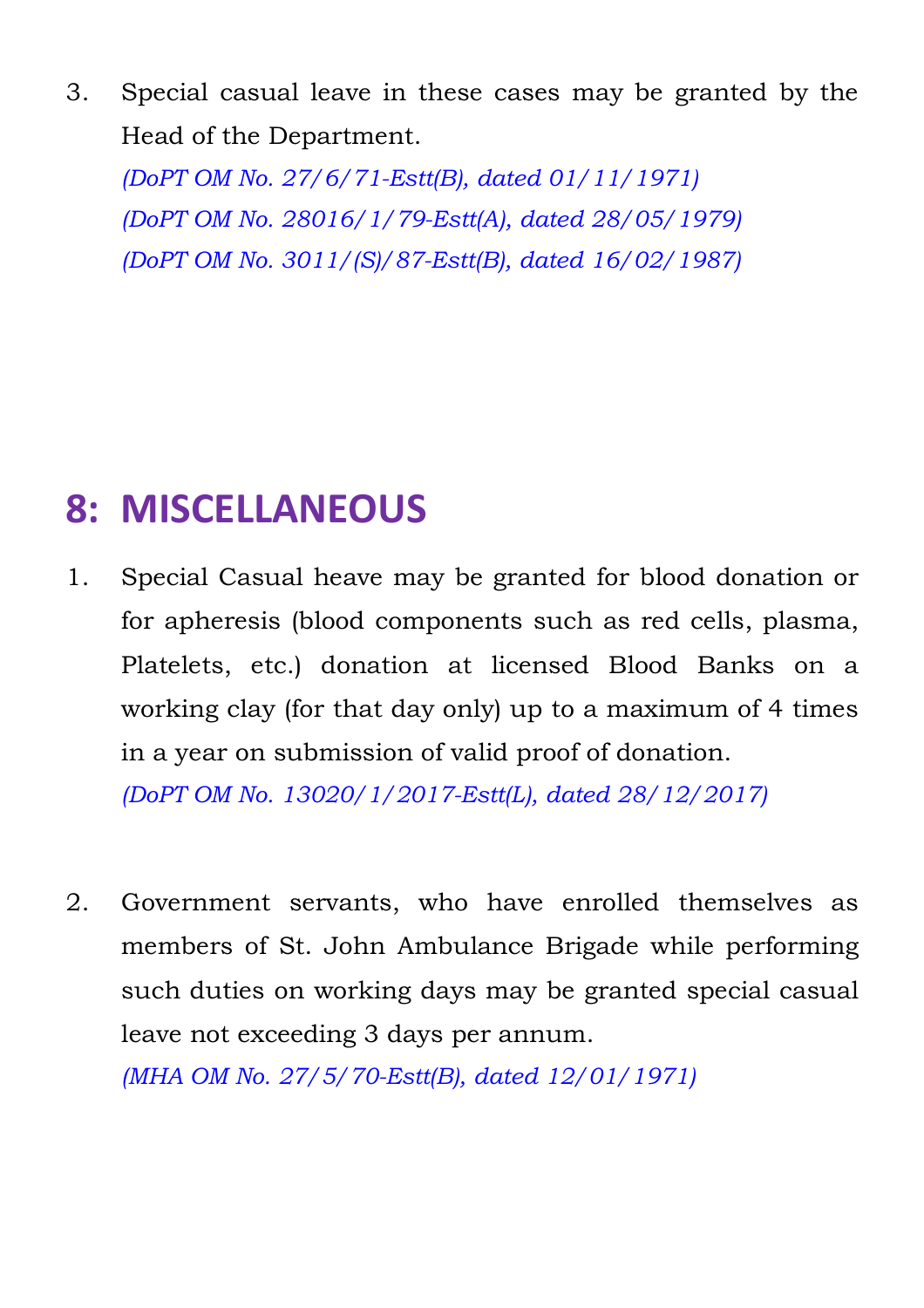3. Special casual leave in these cases may be granted by the Head of the Department.
   *(DoPT OM No. 27/6/71-Estt(B), dated 01/11/1971)*
   *(DoPT OM No. 28016/1/79-Estt(A), dated 28/05/1979)*
   *(DoPT OM No. 3011/(S)/87-Estt(B), dated 16/02/1987)*

## 8: MISCELLANEOUS

1. Special Casual heave may be granted for blood donation or for apheresis (blood components such as red cells, plasma, Platelets, etc.) donation at licensed Blood Banks on a working clay (for that day only) up to a maximum of 4 times in a year on submission of valid proof of donation.
   *(DoPT OM No. 13020/1/2017-Estt(L), dated 28/12/2017)*

2. Government servants, who have enrolled themselves as members of St. John Ambulance Brigade while performing such duties on working days may be granted special casual leave not exceeding 3 days per annum.
   *(MHA OM No. 27/5/70-Estt(B), dated 12/01/1971)*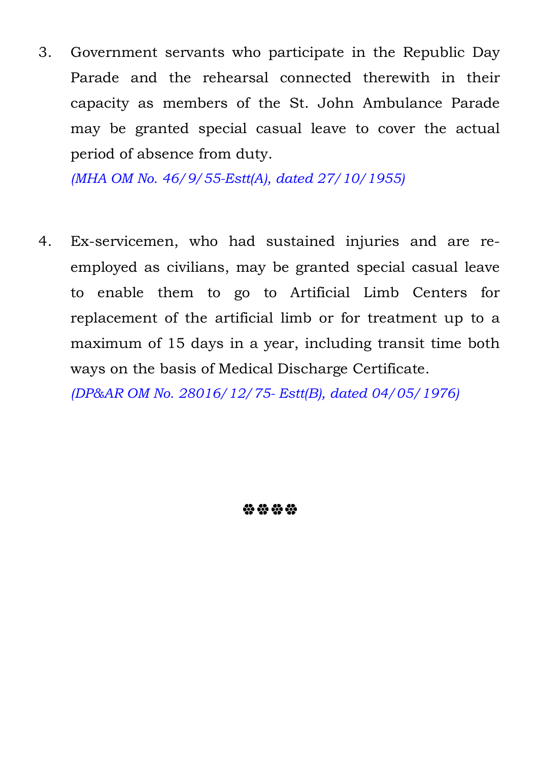3. Government servants who participate in the Republic Day Parade and the rehearsal connected therewith in their capacity as members of the St. John Ambulance Parade may be granted special casual leave to cover the actual period of absence from duty.

   *(MHA OM No. 46/9/55-Estt(A), dated 27/10/1955)*

4. Ex-servicemen, who had sustained injuries and are re-employed as civilians, may be granted special casual leave to enable them to go to Artificial Limb Centers for replacement of the artificial limb or for treatment up to a maximum of 15 days in a year, including transit time both ways on the basis of Medical Discharge Certificate.

   *(DP&AR OM No. 28016/12/75- Estt(B), dated 04/05/1976)*

❀❀❀❀